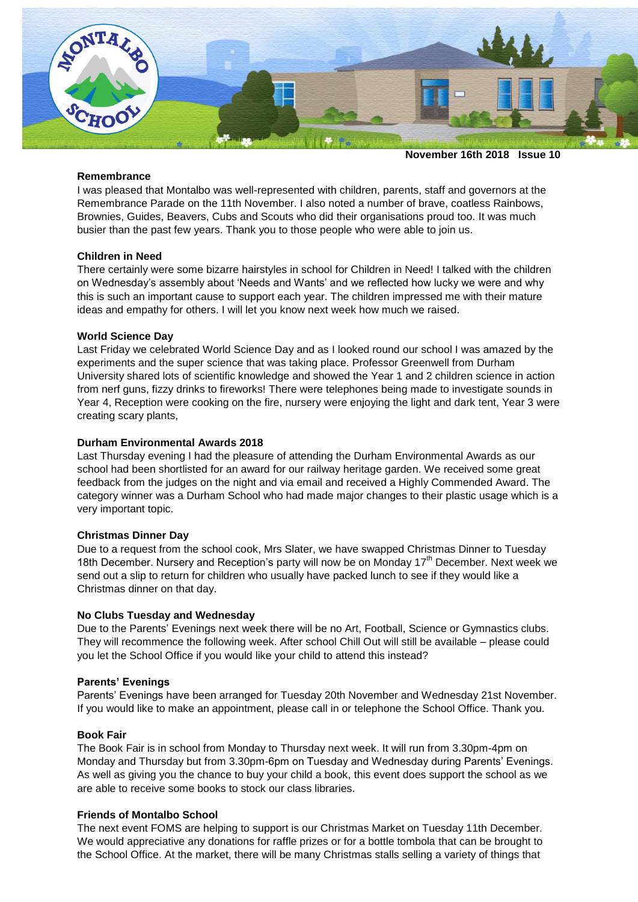November 16th 2018 Issue 10

**Remembrance**

I was pleased that Montalbo was well-represented with children, parents, staff and governors at the Remembrance Parade on the 11th November. I also noted a number of brave, coatless Rainbows, Brownies, Guides, Beavers, Cubs and Scouts who did their organisations proud too. It was much busier than the past few years. Thank you to those people who were able to join us.

**Children in Need**

There certainly were some bizarre hairstyles in school for Children in Need! I talked with the children on Wednesday's assembly about 'Needs and Wants' and we reflected how lucky we were and why this is such an important cause to support each year. The children impressed me with their mature ideas and empathy for others. I will let you know next week how much we raised.

**World Science Day**

Last Friday we celebrated World Science Day and as I looked round our school I was amazed by the experiments and the super science that was taking place. Professor Greenwell from Durham University shared lots of scientific knowledge and showed the Year 1 and 2 children science in action from nerf guns, fizzy drinks to fireworks! There were telephones being made to investigate sounds in Year 4, Reception were cooking on the fire, nursery were enjoying the light and dark tent, Year 3 were creating scary plants,

**Durham Environmental Awards 2018**

Last Thursday evening I had the pleasure of attending the Durham Environmental Awards as our school had been shortlisted for an award for our railway heritage garden. We received some great feedback from the judges on the night and via email and received a Highly Commended Award. The category winner was a Durham School who had made major changes to their plastic usage which is a very important topic.

**Christmas Dinner Day**

Due to a request from the school cook, Mrs Slater, we have swapped Christmas Dinner to Tuesday 18th December. Nursery and Reception's party will now be on Monday 17th December. Next week we send out a slip to return for children who usually have packed lunch to see if they would like a Christmas dinner on that day.

**No Clubs Tuesday and Wednesday**

Due to the Parents' Evenings next week there will be no Art, Football, Science or Gymnastics clubs. They will recommence the following week. After school Chill Out will still be available – please could you let the School Office if you would like your child to attend this instead?

**Parents' Evenings**

Parents' Evenings have been arranged for Tuesday 20th November and Wednesday 21st November. If you would like to make an appointment, please call in or telephone the School Office. Thank you.

**Book Fair**

The Book Fair is in school from Monday to Thursday next week. It will run from 3.30pm-4pm on Monday and Thursday but from 3.30pm-6pm on Tuesday and Wednesday during Parents' Evenings. As well as giving you the chance to buy your child a book, this event does support the school as we are able to receive some books to stock our class libraries.

**Friends of Montalbo School**

The next event FOMS are helping to support is our Christmas Market on Tuesday 11th December. We would appreciative any donations for raffle prizes or for a bottle tombola that can be brought to the School Office. At the market, there will be many Christmas stalls selling a variety of things that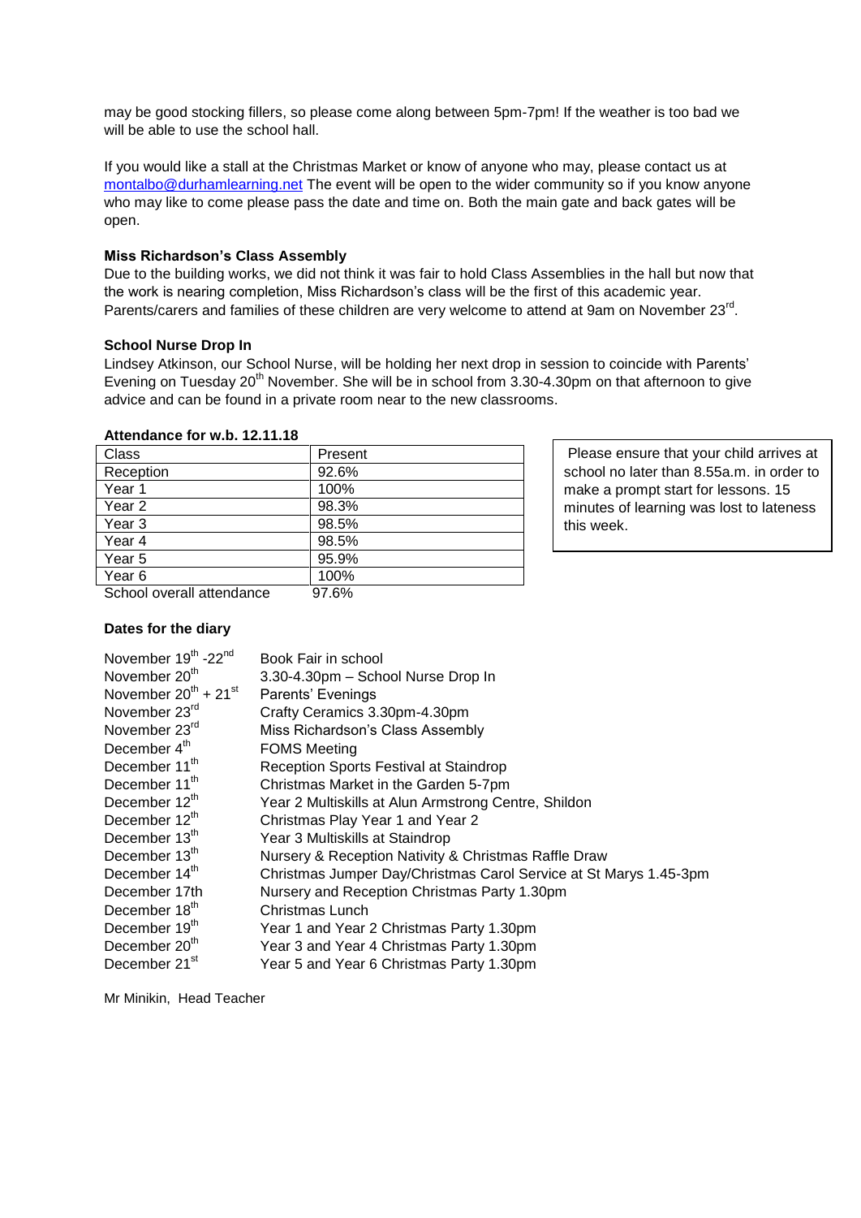may be good stocking fillers, so please come along between 5pm-7pm! If the weather is too bad we will be able to use the school hall.

If you would like a stall at the Christmas Market or know of anyone who may, please contact us at montalbo@durhamlearning.net The event will be open to the wider community so if you know anyone who may like to come please pass the date and time on. Both the main gate and back gates will be open.

**Miss Richardson's Class Assembly**

Due to the building works, we did not think it was fair to hold Class Assemblies in the hall but now that the work is nearing completion, Miss Richardson's class will be the first of this academic year. Parents/carers and families of these children are very welcome to attend at 9am on November 23rd.

**School Nurse Drop In**

Lindsey Atkinson, our School Nurse, will be holding her next drop in session to coincide with Parents' Evening on Tuesday 20th November. She will be in school from 3.30-4.30pm on that afternoon to give advice and can be found in a private room near to the new classrooms.

**Attendance for w.b. 12.11.18**

| Class | Present |
| --- | --- |
| Reception | 92.6% |
| Year 1 | 100% |
| Year 2 | 98.3% |
| Year 3 | 98.5% |
| Year 4 | 98.5% |
| Year 5 | 95.9% |
| Year 6 | 100% |
| School overall attendance | 97.6% |

Please ensure that your child arrives at school no later than 8.55a.m. in order to make a prompt start for lessons. 15 minutes of learning was lost to lateness this week.

**Dates for the diary**

| | |
| --- | --- |
| November 19th -22nd | Book Fair in school |
| November 20th | 3.30-4.30pm – School Nurse Drop In |
| November 20th + 21st | Parents' Evenings |
| November 23rd | Crafty Ceramics 3.30pm-4.30pm |
| November 23rd | Miss Richardson's Class Assembly |
| December 4th | FOMS Meeting |
| December 11th | Reception Sports Festival at Staindrop |
| December 11th | Christmas Market in the Garden 5-7pm |
| December 12th | Year 2 Multiskills at Alun Armstrong Centre, Shildon |
| December 12th | Christmas Play Year 1 and Year 2 |
| December 13th | Year 3 Multiskills at Staindrop |
| December 13th | Nursery & Reception Nativity & Christmas Raffle Draw |
| December 14th | Christmas Jumper Day/Christmas Carol Service at St Marys 1.45-3pm |
| December 17th | Nursery and Reception Christmas Party 1.30pm |
| December 18th | Christmas Lunch |
| December 19th | Year 1 and Year 2 Christmas Party 1.30pm |
| December 20th | Year 3 and Year 4 Christmas Party 1.30pm |
| December 21st | Year 5 and Year 6 Christmas Party 1.30pm |

Mr Minikin, Head Teacher